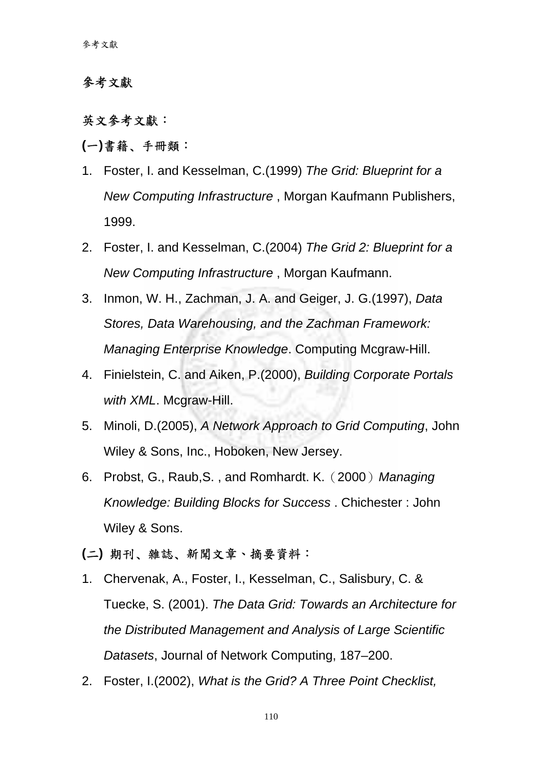# 參考文獻

## 英文參考文獻：

### (一)書籍、手冊類：

1. Foster, I. and Kesselman, C.(1999) *The Grid: Blueprint for a New Computing Infrastructure* , Morgan Kaufmann Publishers, 1999.
2. Foster, I. and Kesselman, C.(2004) *The Grid 2: Blueprint for a New Computing Infrastructure* , Morgan Kaufmann.
3. Inmon, W. H., Zachman, J. A. and Geiger, J. G.(1997), *Data Stores, Data Warehousing, and the Zachman Framework: Managing Enterprise Knowledge*. Computing Mcgraw-Hill.
4. Finielstein, C. and Aiken, P.(2000), *Building Corporate Portals with XML*. Mcgraw-Hill.
5. Minoli, D.(2005), *A Network Approach to Grid Computing*, John Wiley & Sons, Inc., Hoboken, New Jersey.
6. Probst, G., Raub,S. , and Romhardt. K.（2000）*Managing Knowledge: Building Blocks for Success* . Chichester : John Wiley & Sons.

### (二) 期刊、雜誌、新聞文章、摘要資料：

1. Chervenak, A., Foster, I., Kesselman, C., Salisbury, C. & Tuecke, S. (2001). *The Data Grid: Towards an Architecture for the Distributed Management and Analysis of Large Scientific Datasets*, Journal of Network Computing, 187–200.
2. Foster, I.(2002), *What is the Grid? A Three Point Checklist,*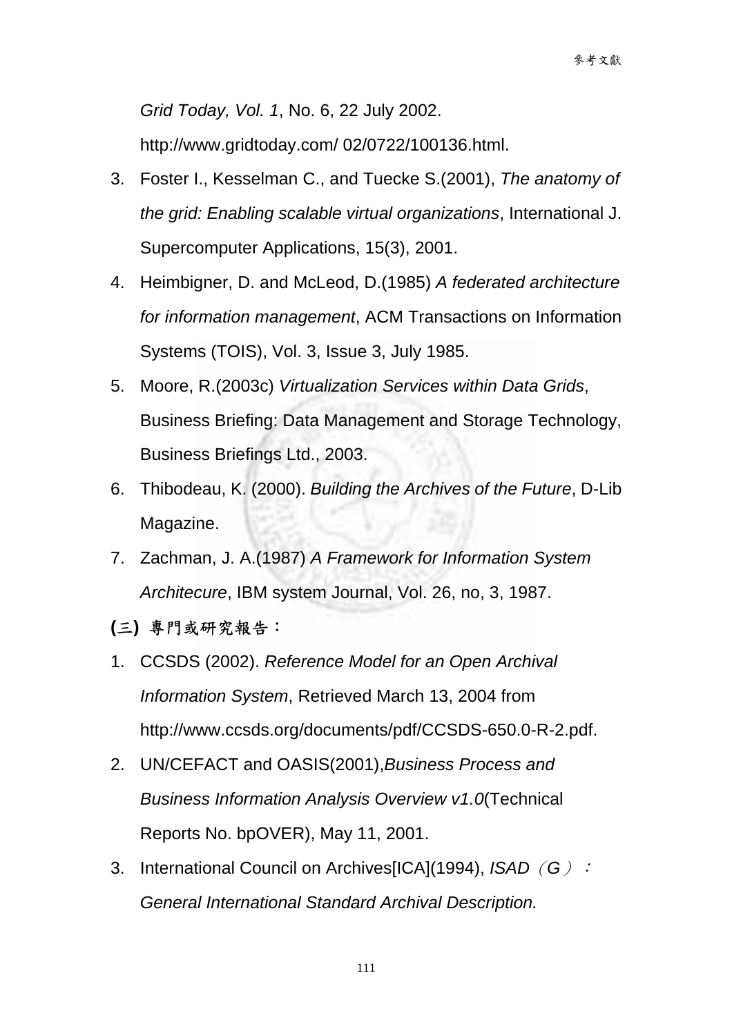*Grid Today, Vol. 1*, No. 6, 22 July 2002. http://www.gridtoday.com/ 02/0722/100136.html.

3. Foster I., Kesselman C., and Tuecke S.(2001), *The anatomy of the grid: Enabling scalable virtual organizations*, International J. Supercomputer Applications, 15(3), 2001.
4. Heimbigner, D. and McLeod, D.(1985) *A federated architecture for information management*, ACM Transactions on Information Systems (TOIS), Vol. 3, Issue 3, July 1985.
5. Moore, R.(2003c) *Virtualization Services within Data Grids*, Business Briefing: Data Management and Storage Technology, Business Briefings Ltd., 2003.
6. Thibodeau, K. (2000). *Building the Archives of the Future*, D-Lib Magazine.
7. Zachman, J. A.(1987) *A Framework for Information System Architecure*, IBM system Journal, Vol. 26, no, 3, 1987.

**(三) 專門或研究報告：**

1. CCSDS (2002). *Reference Model for an Open Archival Information System*, Retrieved March 13, 2004 from http://www.ccsds.org/documents/pdf/CCSDS-650.0-R-2.pdf.
2. UN/CEFACT and OASIS(2001),*Business Process and Business Information Analysis Overview v1.0*(Technical Reports No. bpOVER), May 11, 2001.
3. International Council on Archives[ICA](1994), *ISAD（G）： General International Standard Archival Description.*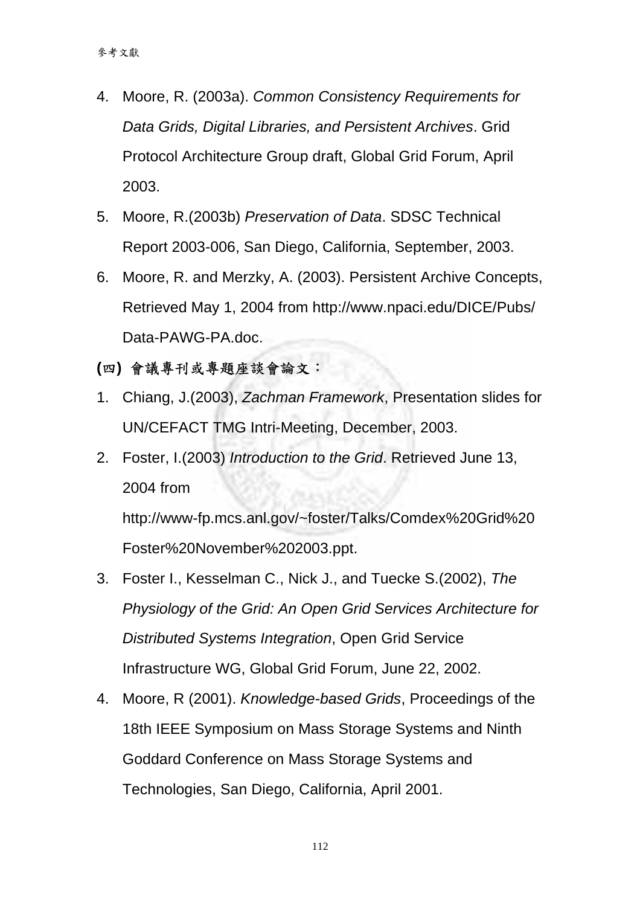4. Moore, R. (2003a). *Common Consistency Requirements for Data Grids, Digital Libraries, and Persistent Archives*. Grid Protocol Architecture Group draft, Global Grid Forum, April 2003.
5. Moore, R.(2003b) *Preservation of Data*. SDSC Technical Report 2003-006, San Diego, California, September, 2003.
6. Moore, R. and Merzky, A. (2003). Persistent Archive Concepts, Retrieved May 1, 2004 from http://www.npaci.edu/DICE/Pubs/Data-PAWG-PA.doc.

**(四) 會議專刊或專題座談會論文：**

1. Chiang, J.(2003), *Zachman Framework*, Presentation slides for UN/CEFACT TMG Intri-Meeting, December, 2003.
2. Foster, I.(2003) *Introduction to the Grid*. Retrieved June 13, 2004 from http://www-fp.mcs.anl.gov/~foster/Talks/Comdex%20Grid%20Foster%20November%202003.ppt.
3. Foster I., Kesselman C., Nick J., and Tuecke S.(2002), *The Physiology of the Grid: An Open Grid Services Architecture for Distributed Systems Integration*, Open Grid Service Infrastructure WG, Global Grid Forum, June 22, 2002.
4. Moore, R (2001). *Knowledge-based Grids*, Proceedings of the 18th IEEE Symposium on Mass Storage Systems and Ninth Goddard Conference on Mass Storage Systems and Technologies, San Diego, California, April 2001.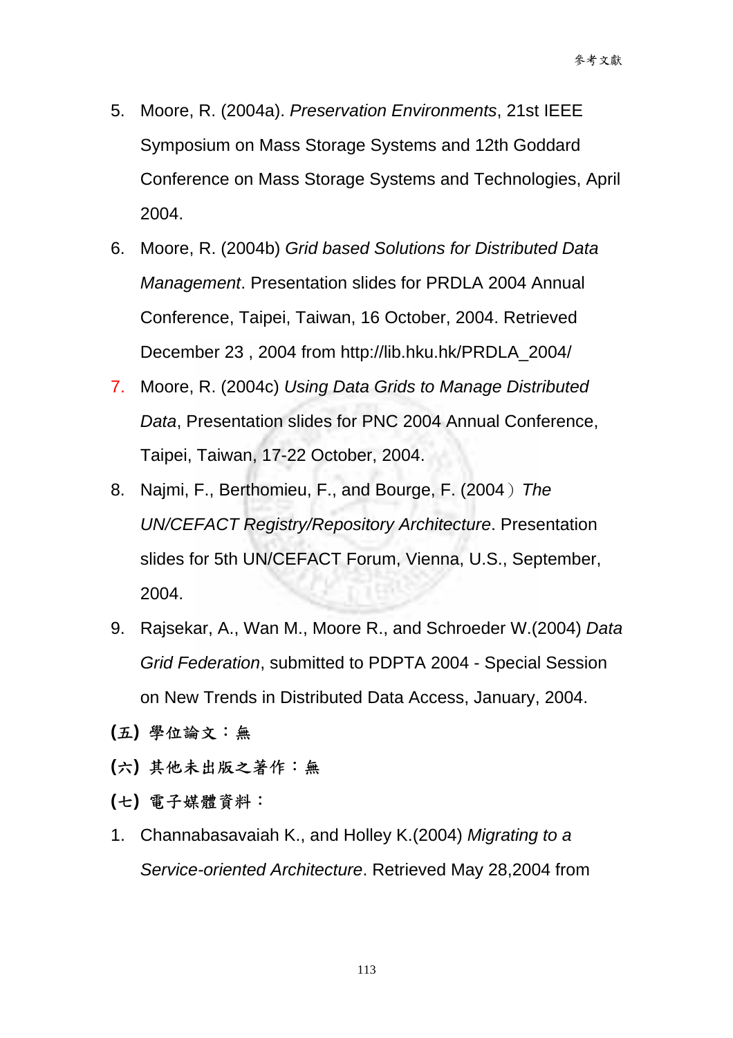5. Moore, R. (2004a). *Preservation Environments*, 21st IEEE Symposium on Mass Storage Systems and 12th Goddard Conference on Mass Storage Systems and Technologies, April 2004.
6. Moore, R. (2004b) *Grid based Solutions for Distributed Data Management*. Presentation slides for PRDLA 2004 Annual Conference, Taipei, Taiwan, 16 October, 2004. Retrieved December 23 , 2004 from http://lib.hku.hk/PRDLA_2004/
7. Moore, R. (2004c) *Using Data Grids to Manage Distributed Data*, Presentation slides for PNC 2004 Annual Conference, Taipei, Taiwan, 17-22 October, 2004.
8. Najmi, F., Berthomieu, F., and Bourge, F. (2004）*The UN/CEFACT Registry/Repository Architecture*. Presentation slides for 5th UN/CEFACT Forum, Vienna, U.S., September, 2004.
9. Rajsekar, A., Wan M., Moore R., and Schroeder W.(2004) *Data Grid Federation*, submitted to PDPTA 2004 - Special Session on New Trends in Distributed Data Access, January, 2004.

**(五) 學位論文：無**

**(六) 其他未出版之著作：無**

**(七) 電子媒體資料：**

1. Channabasavaiah K., and Holley K.(2004) *Migrating to a Service-oriented Architecture*. Retrieved May 28,2004 from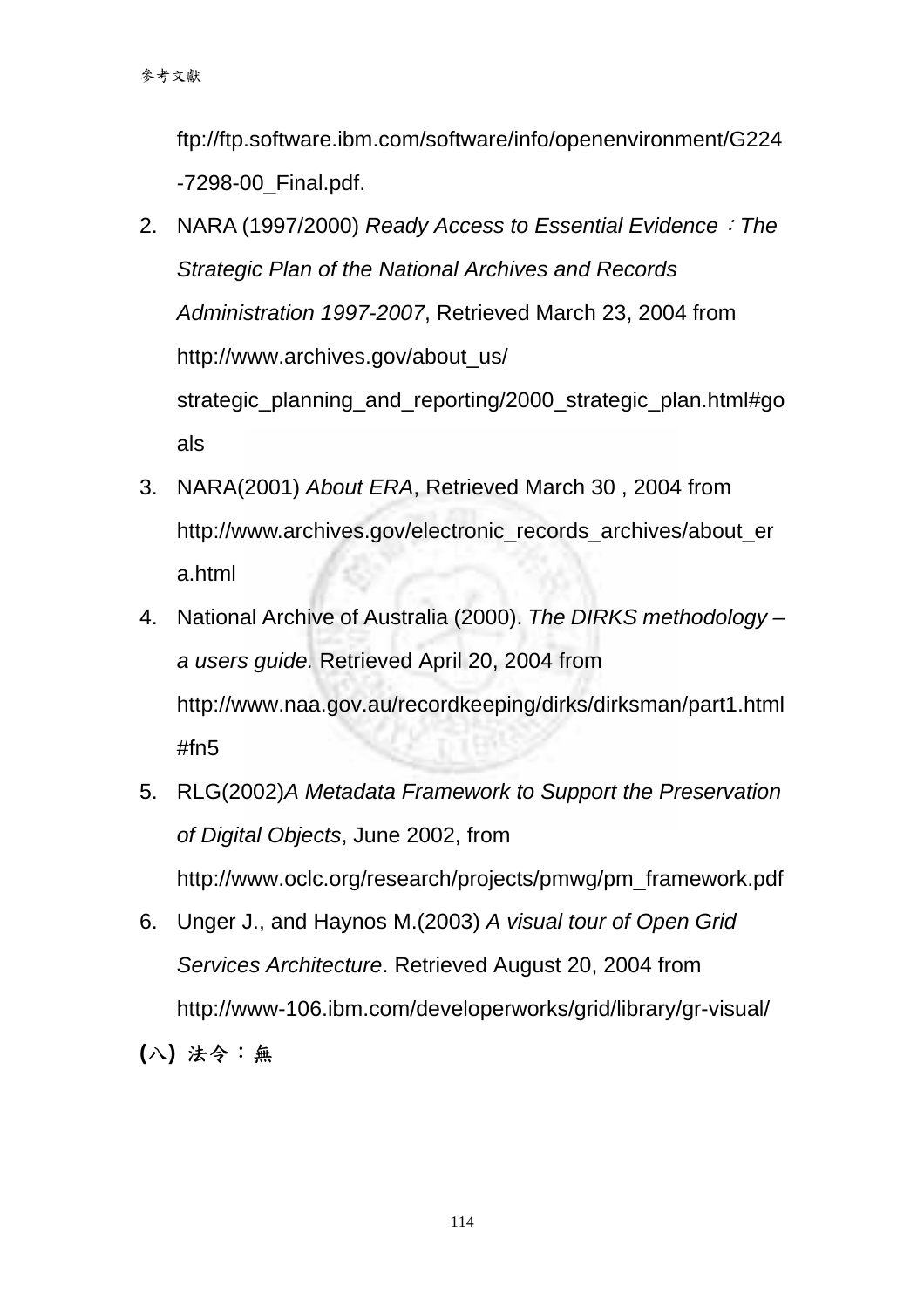ftp://ftp.software.ibm.com/software/info/openenvironment/G224-7298-00_Final.pdf.

2. NARA (1997/2000) *Ready Access to Essential Evidence：The Strategic Plan of the National Archives and Records Administration 1997-2007*, Retrieved March 23, 2004 from http://www.archives.gov/about_us/strategic_planning_and_reporting/2000_strategic_plan.html#goals
3. NARA(2001) *About ERA*, Retrieved March 30 , 2004 from http://www.archives.gov/electronic_records_archives/about_era.html
4. National Archive of Australia (2000). *The DIRKS methodology – a users guide.* Retrieved April 20, 2004 from http://www.naa.gov.au/recordkeeping/dirks/dirksman/part1.html#fn5
5. RLG(2002)*A Metadata Framework to Support the Preservation of Digital Objects*, June 2002, from http://www.oclc.org/research/projects/pmwg/pm_framework.pdf
6. Unger J., and Haynos M.(2003) *A visual tour of Open Grid Services Architecture*. Retrieved August 20, 2004 from http://www-106.ibm.com/developerworks/grid/library/gr-visual/

**(八) 法令：無**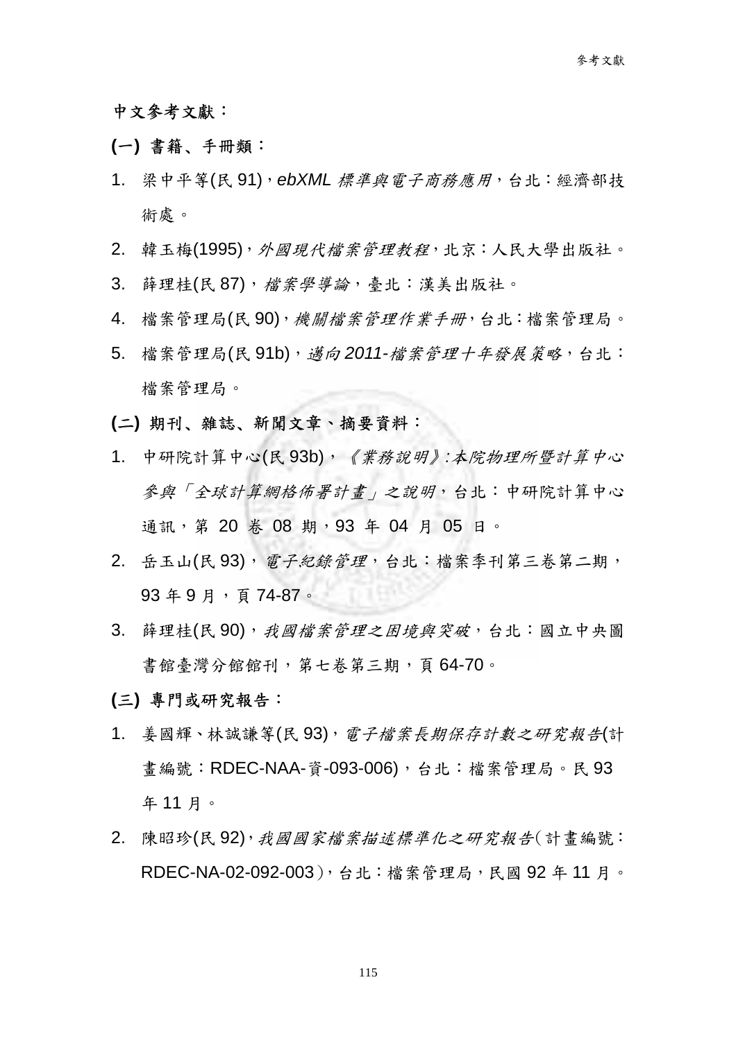## 中文參考文獻：

### (一) 書籍、手冊類：

1. 梁中平等(民 91)，*ebXML 標準與電子商務應用*，台北：經濟部技術處。
2. 韓玉梅(1995)，*外國現代檔案管理教程*，北京：人民大學出版社。
3. 薛理桂(民 87)，*檔案學導論*，臺北：漢美出版社。
4. 檔案管理局(民 90)，*機關檔案管理作業手冊*，台北：檔案管理局。
5. 檔案管理局(民 91b)，*邁向 2011-檔案管理十年發展策略*，台北：檔案管理局。

### (二) 期刊、雜誌、新聞文章、摘要資料：

1. 中研院計算中心(民 93b)，*《業務說明》:本院物理所暨計算中心參與「全球計算網格佈署計畫」之說明*，台北：中研院計算中心通訊，第 20 卷 08 期，93 年 04 月 05 日。
2. 岳玉山(民 93)，*電子紀錄管理*，台北：檔案季刊第三卷第二期，93 年 9 月，頁 74-87。
3. 薛理桂(民 90)，*我國檔案管理之困境與突破*，台北：國立中央圖書館臺灣分館館刊，第七卷第三期，頁 64-70。

### (三) 專門或研究報告：

1. 姜國輝、林誠謙等(民 93)，*電子檔案長期保存計數之研究報告*(計畫編號：RDEC-NAA-資-093-006)，台北：檔案管理局。民 93 年 11 月。
2. 陳昭珍(民 92)，*我國國家檔案描述標準化之研究報告*（計畫編號：RDEC-NA-02-092-003），台北：檔案管理局，民國 92 年 11 月。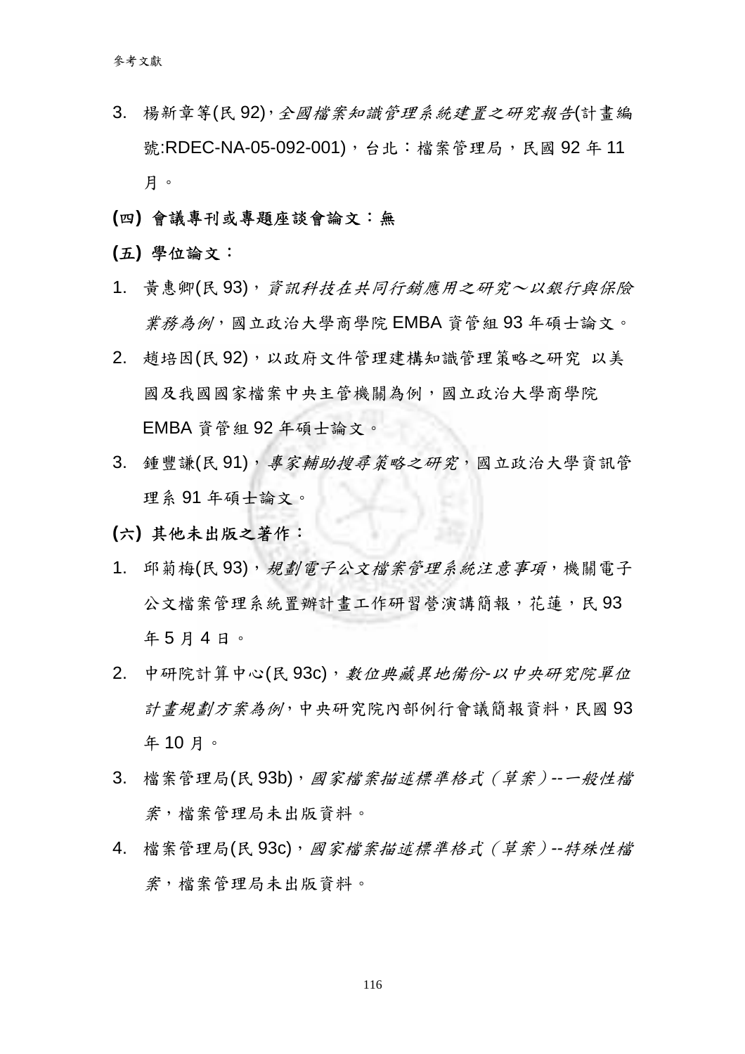3. 楊新章等(民 92)，*全國檔案知識管理系統建置之研究報告*(計畫編號:RDEC-NA-05-092-001)，台北：檔案管理局，民國 92 年 11 月。

**(四) 會議專刊或專題座談會論文：無**

**(五) 學位論文：**

1. 黃惠卿(民 93)，*資訊科技在共同行銷應用之研究～以銀行與保險業務為例*，國立政治大學商學院 EMBA 資管組 93 年碩士論文。
2. 趙培因(民 92)，以政府文件管理建構知識管理策略之研究 以美國及我國國家檔案中央主管機關為例，國立政治大學商學院 EMBA 資管組 92 年碩士論文。
3. 鍾豐謙(民 91)，*專家輔助搜尋策略之研究*，國立政治大學資訊管理系 91 年碩士論文。

**(六) 其他未出版之著作：**

1. 邱菊梅(民 93)，*規劃電子公文檔案管理系統注意事項*，機關電子公文檔案管理系統置辦計畫工作研習營演講簡報，花蓮，民 93 年 5 月 4 日。
2. 中研院計算中心(民 93c)，*數位典藏異地備份-以中央研究院單位計畫規劃方案為例*，中央研究院內部例行會議簡報資料，民國 93 年 10 月。
3. 檔案管理局(民 93b)，*國家檔案描述標準格式（草案）--一般性檔案*，檔案管理局未出版資料。
4. 檔案管理局(民 93c)，*國家檔案描述標準格式（草案）--特殊性檔案*，檔案管理局未出版資料。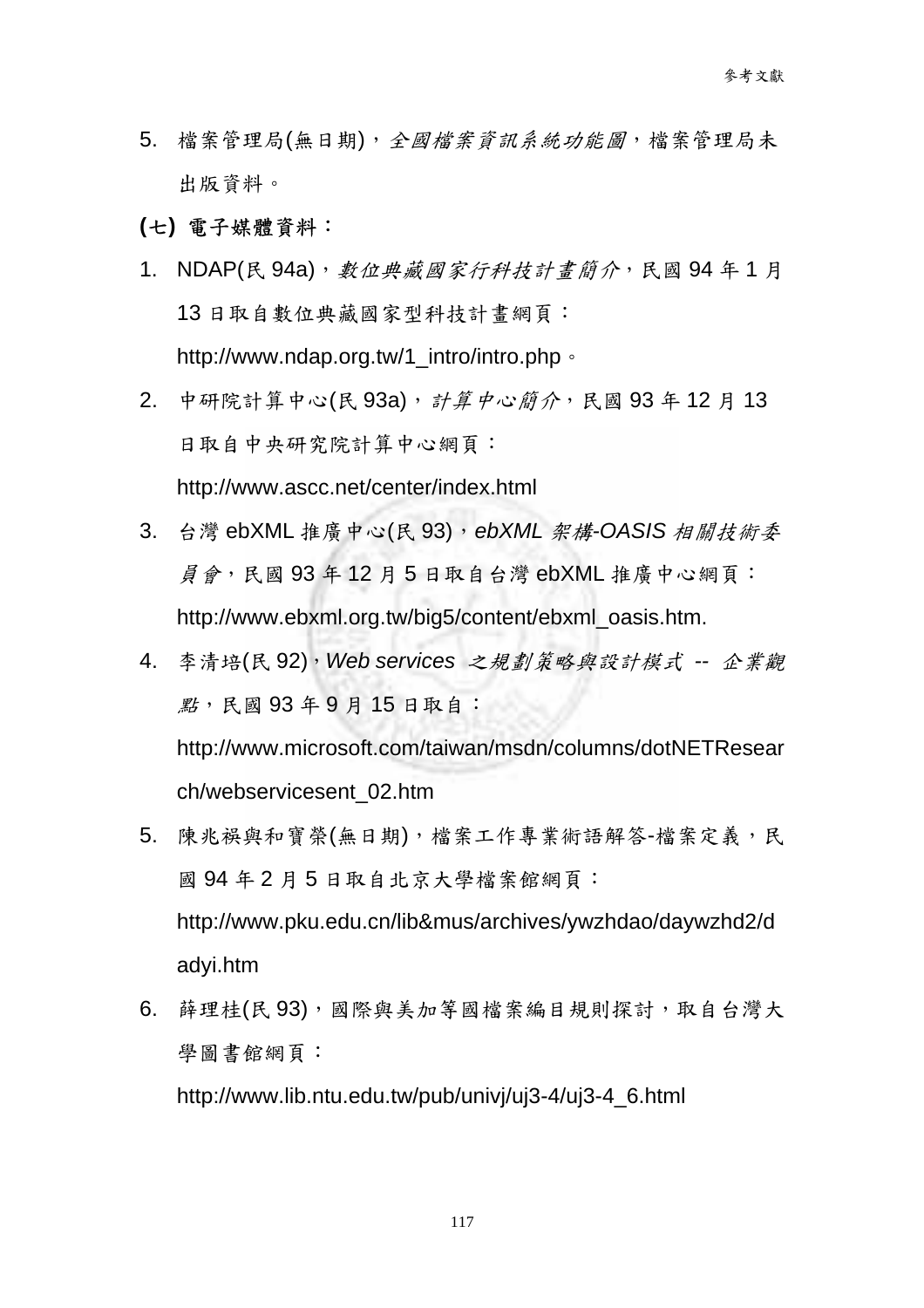5. 檔案管理局(無日期)，*全國檔案資訊系統功能圖*，檔案管理局未出版資料。

**(七) 電子媒體資料：**

1. NDAP(民 94a)，*數位典藏國家行科技計畫簡介*，民國 94 年 1 月 13 日取自數位典藏國家型科技計畫網頁：http://www.ndap.org.tw/1_intro/intro.php。
2. 中研院計算中心(民 93a)，*計算中心簡介*，民國 93 年 12 月 13 日取自中央研究院計算中心網頁：http://www.ascc.net/center/index.html
3. 台灣 ebXML 推廣中心(民 93)，*ebXML 架構-OASIS 相關技術委員會*，民國 93 年 12 月 5 日取自台灣 ebXML 推廣中心網頁：http://www.ebxml.org.tw/big5/content/ebxml_oasis.htm.
4. 李清培(民 92)，*Web services 之規劃策略與設計模式 -- 企業觀點*，民國 93 年 9 月 15 日取自：http://www.microsoft.com/taiwan/msdn/columns/dotNETResearch/webservicesent_02.htm
5. 陳兆祦與和寶榮(無日期)，檔案工作專業術語解答-檔案定義，民國 94 年 2 月 5 日取自北京大學檔案館網頁：http://www.pku.edu.cn/lib&mus/archives/ywzhdao/daywzhd2/dadyi.htm
6. 薛理桂(民 93)，國際與美加等國檔案編目規則探討，取自台灣大學圖書館網頁：http://www.lib.ntu.edu.tw/pub/univj/uj3-4/uj3-4_6.html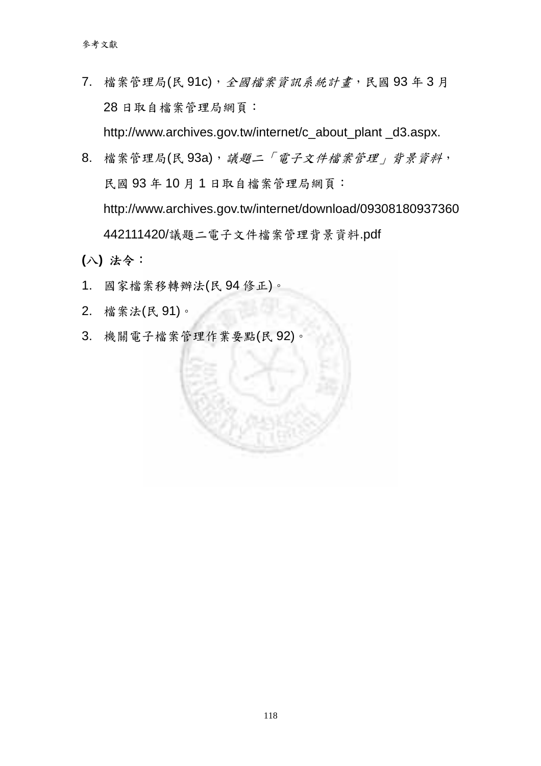7. 檔案管理局(民 91c)，*全國檔案資訊系統計畫*，民國 93 年 3 月 28 日取自檔案管理局網頁：
   http://www.archives.gov.tw/internet/c_about_plant _d3.aspx.
8. 檔案管理局(民 93a)，*議題二「電子文件檔案管理」背景資料*，民國 93 年 10 月 1 日取自檔案管理局網頁：
   http://www.archives.gov.tw/internet/download/09308180937360442111420/議題二電子文件檔案管理背景資料.pdf

**(八) 法令：**

1. 國家檔案移轉辦法(民 94 修正)。
2. 檔案法(民 91)。
3. 機關電子檔案管理作業要點(民 92)。